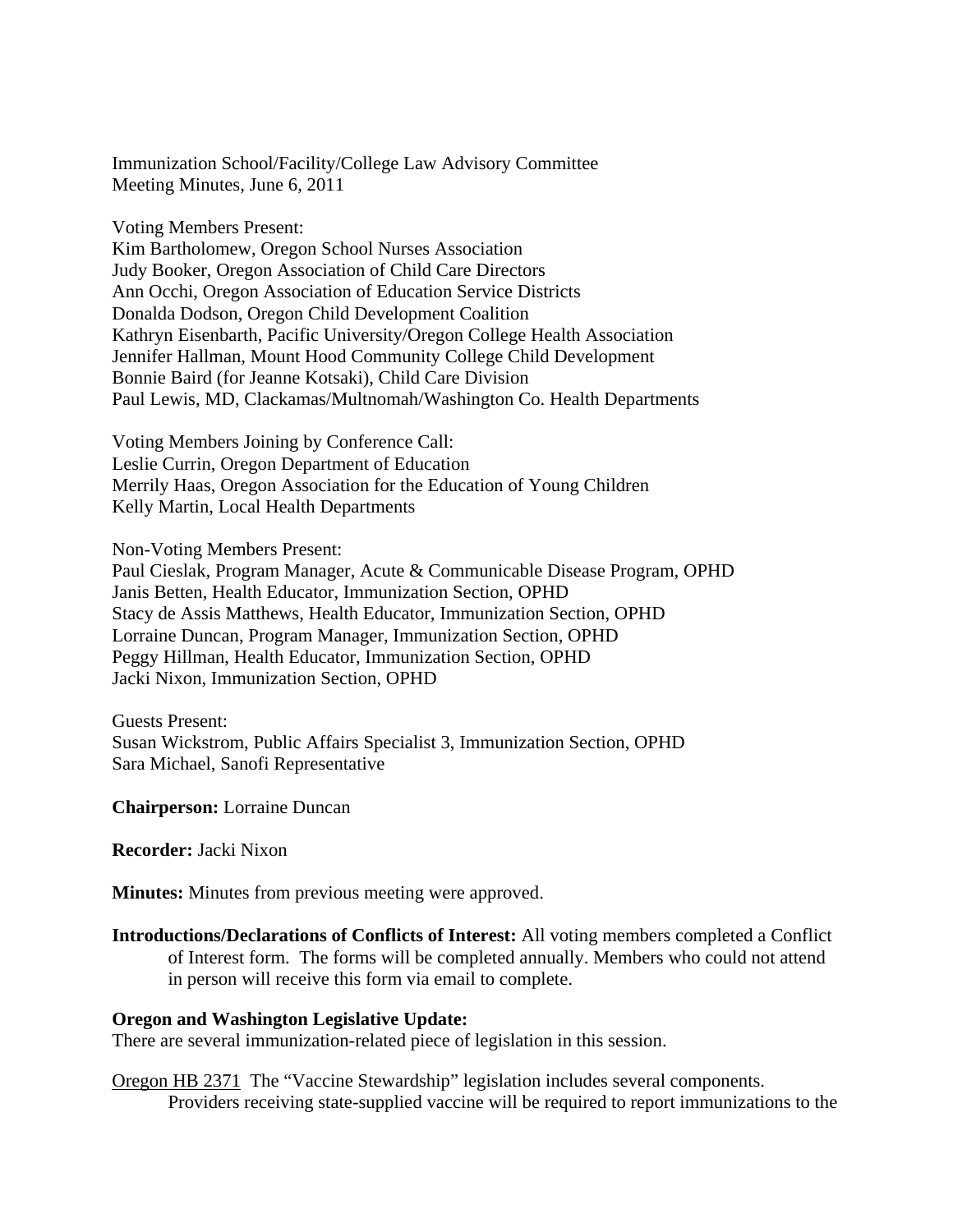Immunization School/Facility/College Law Advisory Committee
Meeting Minutes, June 6, 2011

Voting Members Present:
Kim Bartholomew, Oregon School Nurses Association
Judy Booker, Oregon Association of Child Care Directors
Ann Occhi, Oregon Association of Education Service Districts
Donalda Dodson, Oregon Child Development Coalition
Kathryn Eisenbarth, Pacific University/Oregon College Health Association
Jennifer Hallman, Mount Hood Community College Child Development
Bonnie Baird (for Jeanne Kotsaki), Child Care Division
Paul Lewis, MD, Clackamas/Multnomah/Washington Co. Health Departments

Voting Members Joining by Conference Call:
Leslie Currin, Oregon Department of Education
Merrily Haas, Oregon Association for the Education of Young Children
Kelly Martin, Local Health Departments

Non-Voting Members Present:
Paul Cieslak, Program Manager, Acute & Communicable Disease Program, OPHD
Janis Betten, Health Educator, Immunization Section, OPHD
Stacy de Assis Matthews, Health Educator, Immunization Section, OPHD
Lorraine Duncan, Program Manager, Immunization Section, OPHD
Peggy Hillman, Health Educator, Immunization Section, OPHD
Jacki Nixon, Immunization Section, OPHD

Guests Present:
Susan Wickstrom, Public Affairs Specialist 3, Immunization Section, OPHD
Sara Michael, Sanofi Representative

**Chairperson:** Lorraine Duncan

**Recorder:** Jacki Nixon

**Minutes:** Minutes from previous meeting were approved.

**Introductions/Declarations of Conflicts of Interest:** All voting members completed a Conflict of Interest form. The forms will be completed annually. Members who could not attend in person will receive this form via email to complete.

**Oregon and Washington Legislative Update:**
There are several immunization-related piece of legislation in this session.

Oregon HB 2371 The "Vaccine Stewardship" legislation includes several components. Providers receiving state-supplied vaccine will be required to report immunizations to the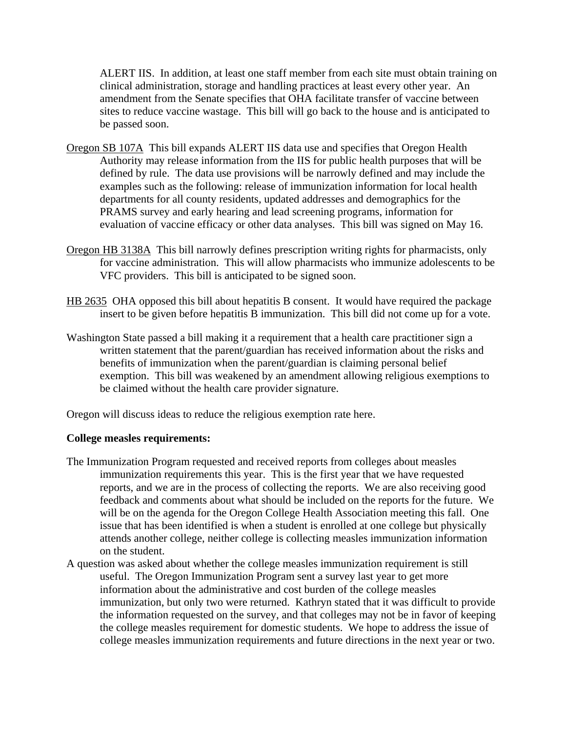ALERT IIS. In addition, at least one staff member from each site must obtain training on clinical administration, storage and handling practices at least every other year. An amendment from the Senate specifies that OHA facilitate transfer of vaccine between sites to reduce vaccine wastage. This bill will go back to the house and is anticipated to be passed soon.

Oregon SB 107A This bill expands ALERT IIS data use and specifies that Oregon Health Authority may release information from the IIS for public health purposes that will be defined by rule. The data use provisions will be narrowly defined and may include the examples such as the following: release of immunization information for local health departments for all county residents, updated addresses and demographics for the PRAMS survey and early hearing and lead screening programs, information for evaluation of vaccine efficacy or other data analyses. This bill was signed on May 16.

Oregon HB 3138A This bill narrowly defines prescription writing rights for pharmacists, only for vaccine administration. This will allow pharmacists who immunize adolescents to be VFC providers. This bill is anticipated to be signed soon.

HB 2635 OHA opposed this bill about hepatitis B consent. It would have required the package insert to be given before hepatitis B immunization. This bill did not come up for a vote.

Washington State passed a bill making it a requirement that a health care practitioner sign a written statement that the parent/guardian has received information about the risks and benefits of immunization when the parent/guardian is claiming personal belief exemption. This bill was weakened by an amendment allowing religious exemptions to be claimed without the health care provider signature.

Oregon will discuss ideas to reduce the religious exemption rate here.

**College measles requirements:**

The Immunization Program requested and received reports from colleges about measles immunization requirements this year. This is the first year that we have requested reports, and we are in the process of collecting the reports. We are also receiving good feedback and comments about what should be included on the reports for the future. We will be on the agenda for the Oregon College Health Association meeting this fall. One issue that has been identified is when a student is enrolled at one college but physically attends another college, neither college is collecting measles immunization information on the student.

A question was asked about whether the college measles immunization requirement is still useful. The Oregon Immunization Program sent a survey last year to get more information about the administrative and cost burden of the college measles immunization, but only two were returned. Kathryn stated that it was difficult to provide the information requested on the survey, and that colleges may not be in favor of keeping the college measles requirement for domestic students. We hope to address the issue of college measles immunization requirements and future directions in the next year or two.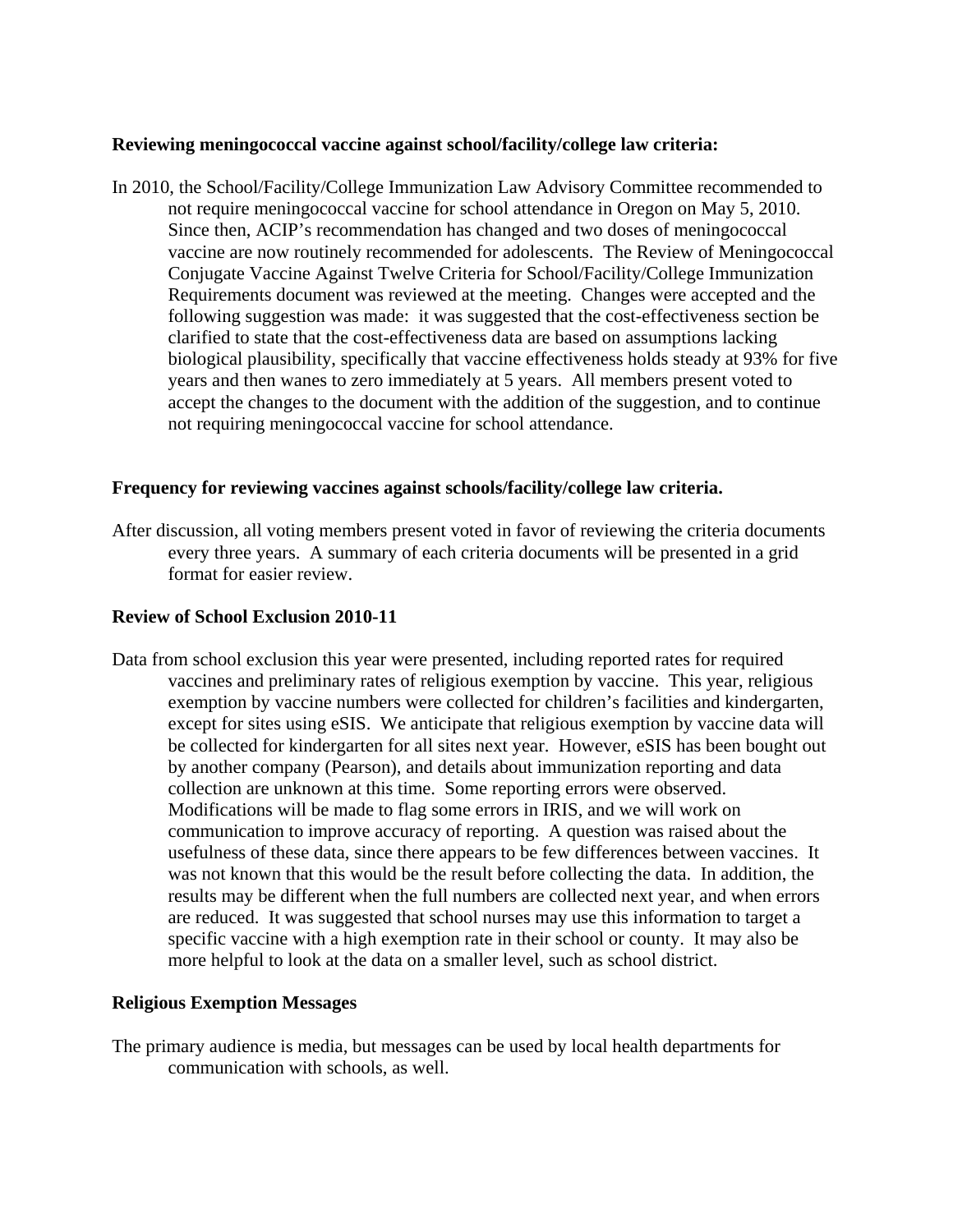**Reviewing meningococcal vaccine against school/facility/college law criteria:**

In 2010, the School/Facility/College Immunization Law Advisory Committee recommended to not require meningococcal vaccine for school attendance in Oregon on May 5, 2010. Since then, ACIP's recommendation has changed and two doses of meningococcal vaccine are now routinely recommended for adolescents. The Review of Meningococcal Conjugate Vaccine Against Twelve Criteria for School/Facility/College Immunization Requirements document was reviewed at the meeting. Changes were accepted and the following suggestion was made: it was suggested that the cost-effectiveness section be clarified to state that the cost-effectiveness data are based on assumptions lacking biological plausibility, specifically that vaccine effectiveness holds steady at 93% for five years and then wanes to zero immediately at 5 years. All members present voted to accept the changes to the document with the addition of the suggestion, and to continue not requiring meningococcal vaccine for school attendance.

**Frequency for reviewing vaccines against schools/facility/college law criteria.**

After discussion, all voting members present voted in favor of reviewing the criteria documents every three years. A summary of each criteria documents will be presented in a grid format for easier review.

**Review of School Exclusion 2010-11**

Data from school exclusion this year were presented, including reported rates for required vaccines and preliminary rates of religious exemption by vaccine. This year, religious exemption by vaccine numbers were collected for children's facilities and kindergarten, except for sites using eSIS. We anticipate that religious exemption by vaccine data will be collected for kindergarten for all sites next year. However, eSIS has been bought out by another company (Pearson), and details about immunization reporting and data collection are unknown at this time. Some reporting errors were observed. Modifications will be made to flag some errors in IRIS, and we will work on communication to improve accuracy of reporting. A question was raised about the usefulness of these data, since there appears to be few differences between vaccines. It was not known that this would be the result before collecting the data. In addition, the results may be different when the full numbers are collected next year, and when errors are reduced. It was suggested that school nurses may use this information to target a specific vaccine with a high exemption rate in their school or county. It may also be more helpful to look at the data on a smaller level, such as school district.

**Religious Exemption Messages**

The primary audience is media, but messages can be used by local health departments for communication with schools, as well.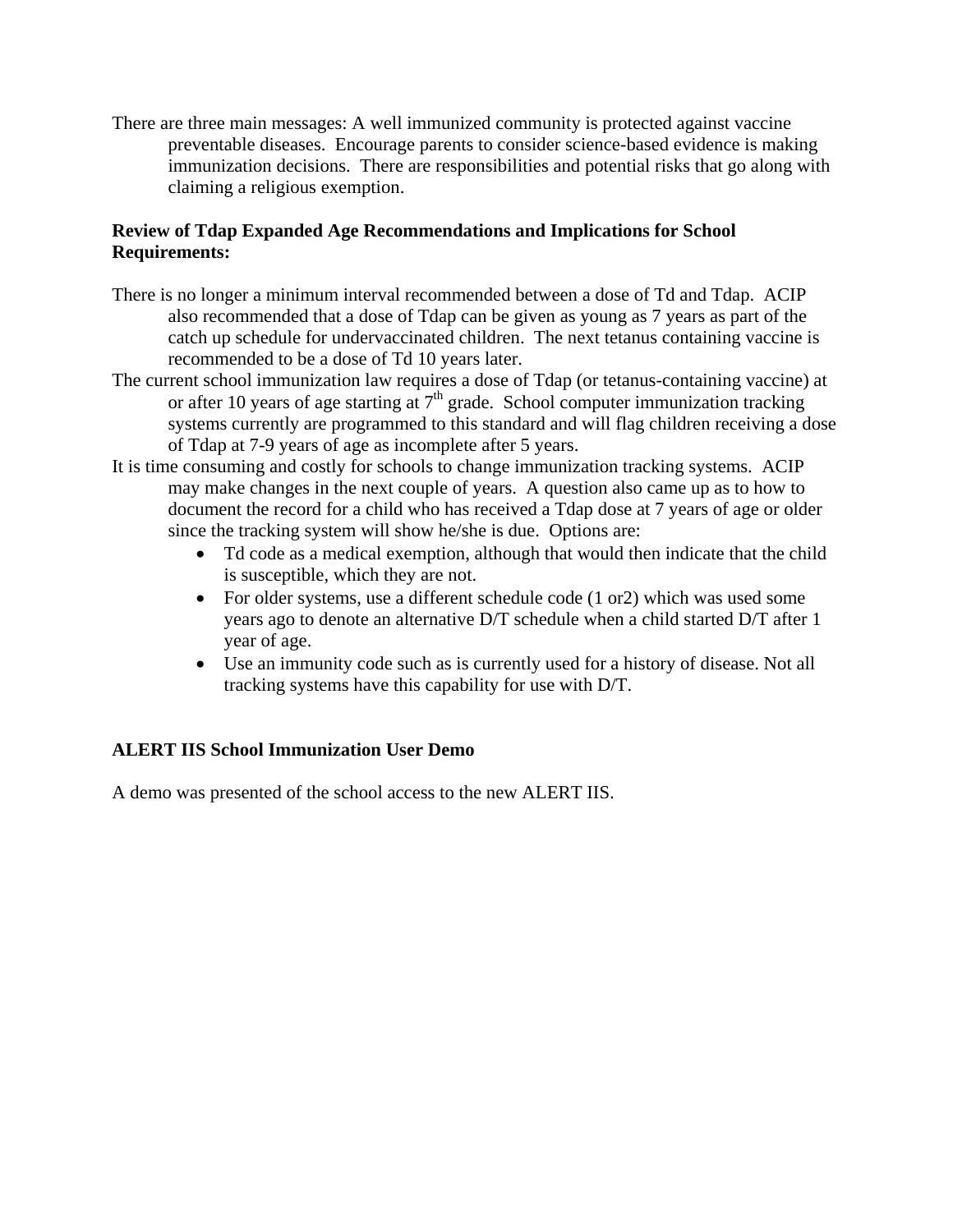There are three main messages: A well immunized community is protected against vaccine preventable diseases. Encourage parents to consider science-based evidence is making immunization decisions. There are responsibilities and potential risks that go along with claiming a religious exemption.

**Review of Tdap Expanded Age Recommendations and Implications for School Requirements:**

There is no longer a minimum interval recommended between a dose of Td and Tdap. ACIP also recommended that a dose of Tdap can be given as young as 7 years as part of the catch up schedule for undervaccinated children. The next tetanus containing vaccine is recommended to be a dose of Td 10 years later.

The current school immunization law requires a dose of Tdap (or tetanus-containing vaccine) at or after 10 years of age starting at 7th grade. School computer immunization tracking systems currently are programmed to this standard and will flag children receiving a dose of Tdap at 7-9 years of age as incomplete after 5 years.

It is time consuming and costly for schools to change immunization tracking systems. ACIP may make changes in the next couple of years. A question also came up as to how to document the record for a child who has received a Tdap dose at 7 years of age or older since the tracking system will show he/she is due. Options are:

- Td code as a medical exemption, although that would then indicate that the child is susceptible, which they are not.
- For older systems, use a different schedule code (1 or2) which was used some years ago to denote an alternative D/T schedule when a child started D/T after 1 year of age.
- Use an immunity code such as is currently used for a history of disease. Not all tracking systems have this capability for use with D/T.

**ALERT IIS School Immunization User Demo**

A demo was presented of the school access to the new ALERT IIS.